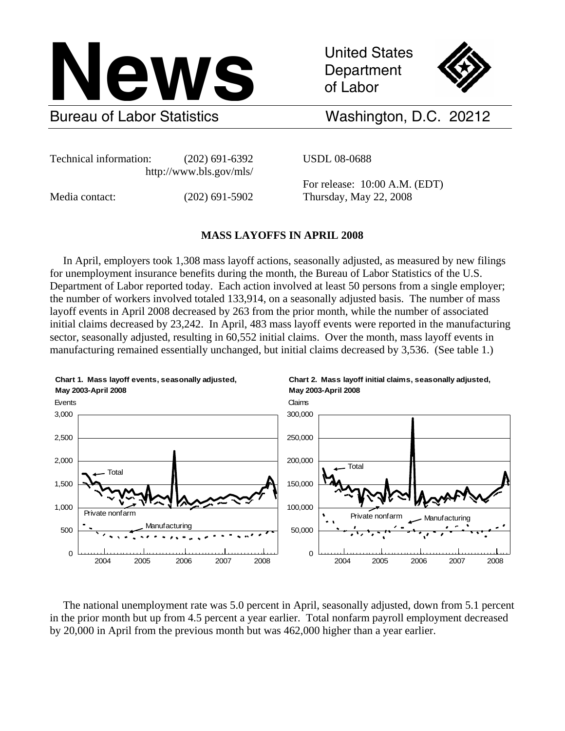# News

United States Department of Labor

Bureau of Labor Statistics — Washington, D.C. 20212

Technical information: (202) 691-6392
http://www.bls.gov/mls/

Media contact: (202) 691-5902

USDL 08-0688

For release: 10:00 A.M. (EDT)
Thursday, May 22, 2008

## MASS LAYOFFS IN APRIL 2008

In April, employers took 1,308 mass layoff actions, seasonally adjusted, as measured by new filings for unemployment insurance benefits during the month, the Bureau of Labor Statistics of the U.S. Department of Labor reported today. Each action involved at least 50 persons from a single employer; the number of workers involved totaled 133,914, on a seasonally adjusted basis. The number of mass layoff events in April 2008 decreased by 263 from the prior month, while the number of associated initial claims decreased by 23,242. In April, 483 mass layoff events were reported in the manufacturing sector, seasonally adjusted, resulting in 60,552 initial claims. Over the month, mass layoff events in manufacturing remained essentially unchanged, but initial claims decreased by 3,536. (See table 1.)

**Chart 1. Mass layoff events, seasonally adjusted, May 2003-April 2008**

**Chart 2. Mass layoff initial claims, seasonally adjusted, May 2003-April 2008**

The national unemployment rate was 5.0 percent in April, seasonally adjusted, down from 5.1 percent in the prior month but up from 4.5 percent a year earlier. Total nonfarm payroll employment decreased by 20,000 in April from the previous month but was 462,000 higher than a year earlier.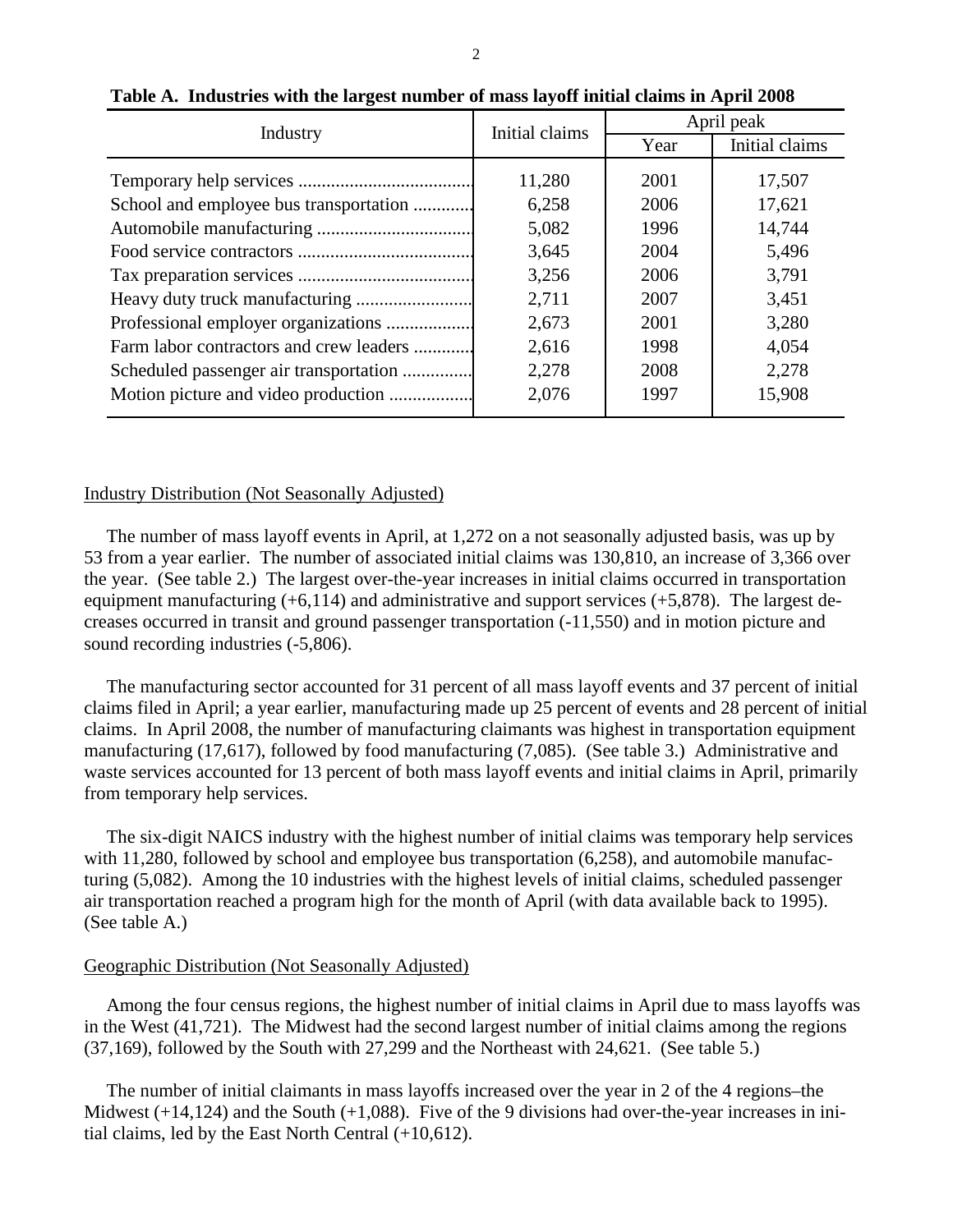**Table A. Industries with the largest number of mass layoff initial claims in April 2008**

| Industry | Initial claims | April peak | |
|---|---|---|---|
| | | Year | Initial claims |
| Temporary help services | 11,280 | 2001 | 17,507 |
| School and employee bus transportation | 6,258 | 2006 | 17,621 |
| Automobile manufacturing | 5,082 | 1996 | 14,744 |
| Food service contractors | 3,645 | 2004 | 5,496 |
| Tax preparation services | 3,256 | 2006 | 3,791 |
| Heavy duty truck manufacturing | 2,711 | 2007 | 3,451 |
| Professional employer organizations | 2,673 | 2001 | 3,280 |
| Farm labor contractors and crew leaders | 2,616 | 1998 | 4,054 |
| Scheduled passenger air transportation | 2,278 | 2008 | 2,278 |
| Motion picture and video production | 2,076 | 1997 | 15,908 |

## Industry Distribution (Not Seasonally Adjusted)

The number of mass layoff events in April, at 1,272 on a not seasonally adjusted basis, was up by 53 from a year earlier. The number of associated initial claims was 130,810, an increase of 3,366 over the year. (See table 2.) The largest over-the-year increases in initial claims occurred in transportation equipment manufacturing (+6,114) and administrative and support services (+5,878). The largest decreases occurred in transit and ground passenger transportation (-11,550) and in motion picture and sound recording industries (-5,806).

The manufacturing sector accounted for 31 percent of all mass layoff events and 37 percent of initial claims filed in April; a year earlier, manufacturing made up 25 percent of events and 28 percent of initial claims. In April 2008, the number of manufacturing claimants was highest in transportation equipment manufacturing (17,617), followed by food manufacturing (7,085). (See table 3.) Administrative and waste services accounted for 13 percent of both mass layoff events and initial claims in April, primarily from temporary help services.

The six-digit NAICS industry with the highest number of initial claims was temporary help services with 11,280, followed by school and employee bus transportation (6,258), and automobile manufacturing (5,082). Among the 10 industries with the highest levels of initial claims, scheduled passenger air transportation reached a program high for the month of April (with data available back to 1995). (See table A.)

## Geographic Distribution (Not Seasonally Adjusted)

Among the four census regions, the highest number of initial claims in April due to mass layoffs was in the West (41,721). The Midwest had the second largest number of initial claims among the regions (37,169), followed by the South with 27,299 and the Northeast with 24,621. (See table 5.)

The number of initial claimants in mass layoffs increased over the year in 2 of the 4 regions–the Midwest (+14,124) and the South (+1,088). Five of the 9 divisions had over-the-year increases in initial claims, led by the East North Central (+10,612).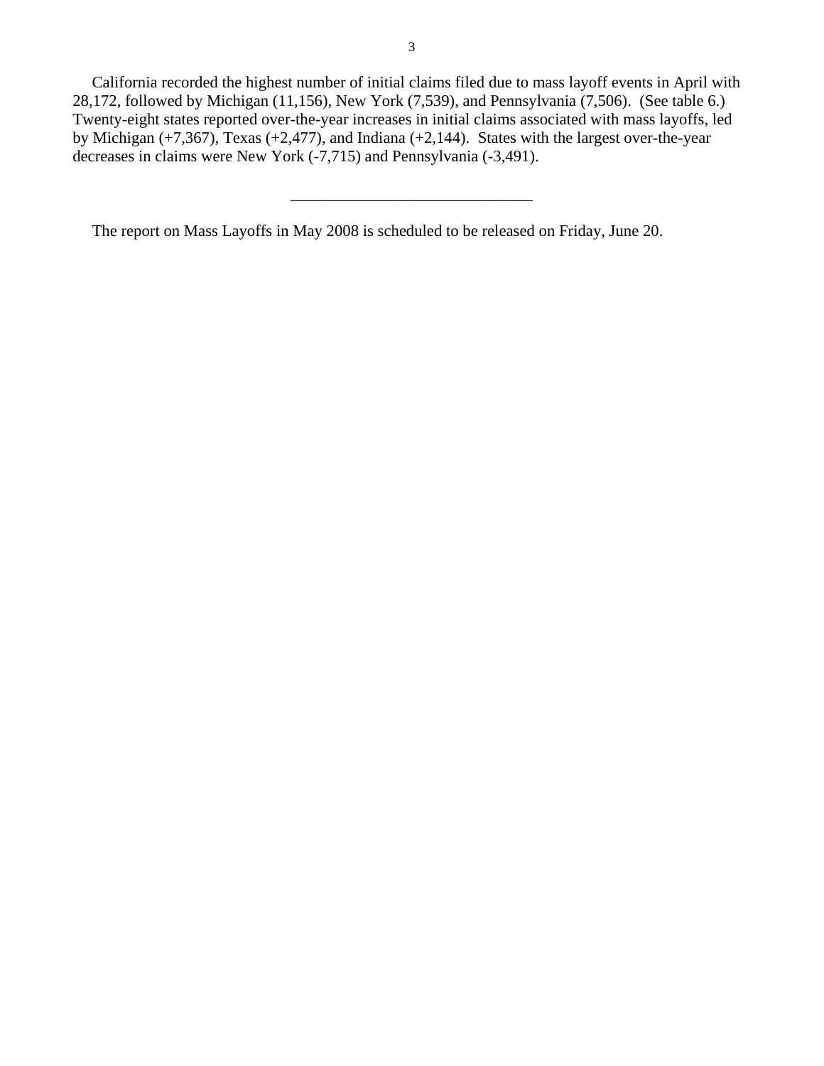California recorded the highest number of initial claims filed due to mass layoff events in April with 28,172, followed by Michigan (11,156), New York (7,539), and Pennsylvania (7,506). (See table 6.) Twenty-eight states reported over-the-year increases in initial claims associated with mass layoffs, led by Michigan (+7,367), Texas (+2,477), and Indiana (+2,144). States with the largest over-the-year decreases in claims were New York (-7,715) and Pennsylvania (-3,491).

---

The report on Mass Layoffs in May 2008 is scheduled to be released on Friday, June 20.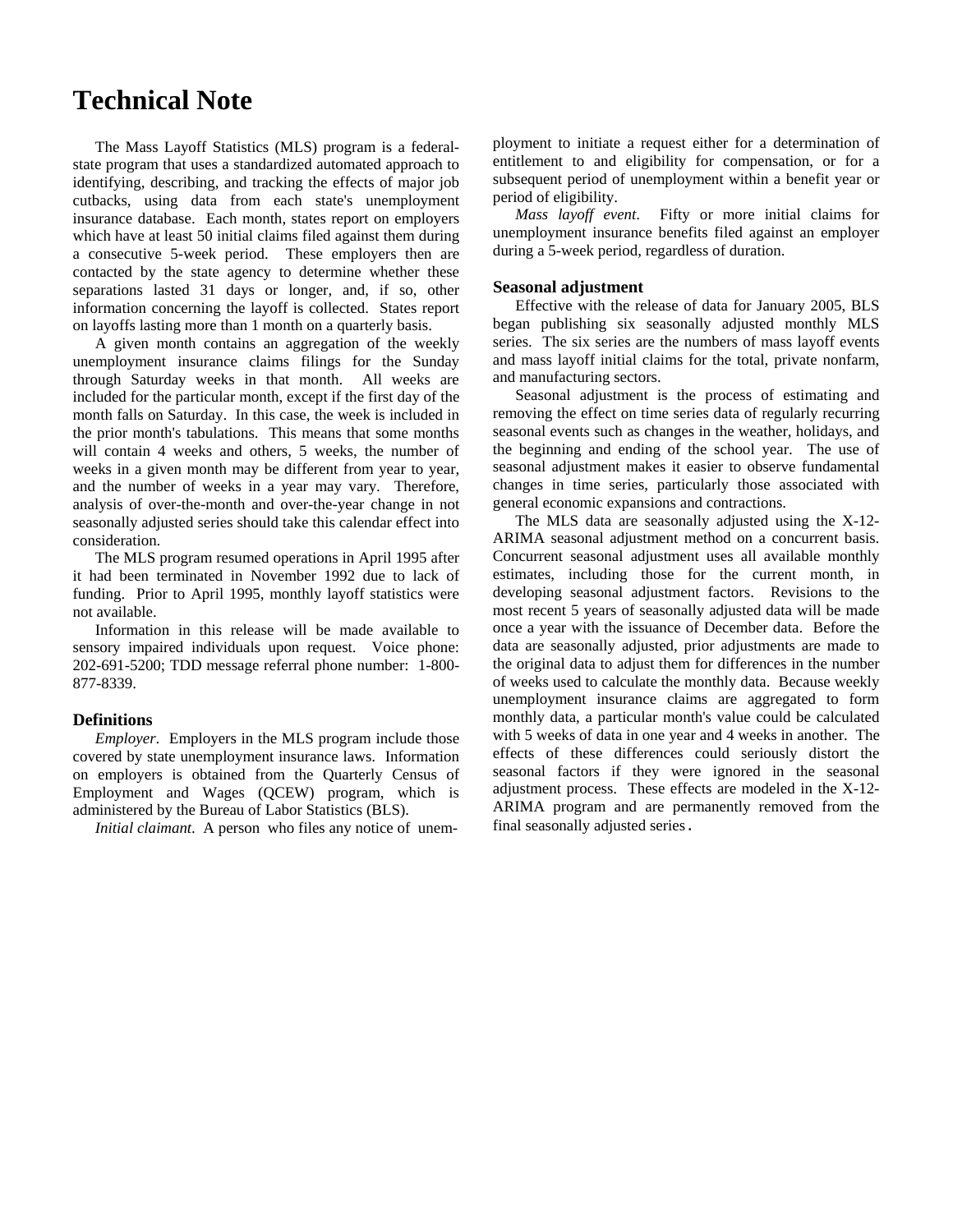# Technical Note

The Mass Layoff Statistics (MLS) program is a federal-state program that uses a standardized automated approach to identifying, describing, and tracking the effects of major job cutbacks, using data from each state's unemployment insurance database. Each month, states report on employers which have at least 50 initial claims filed against them during a consecutive 5-week period. These employers then are contacted by the state agency to determine whether these separations lasted 31 days or longer, and, if so, other information concerning the layoff is collected. States report on layoffs lasting more than 1 month on a quarterly basis.

A given month contains an aggregation of the weekly unemployment insurance claims filings for the Sunday through Saturday weeks in that month. All weeks are included for the particular month, except if the first day of the month falls on Saturday. In this case, the week is included in the prior month's tabulations. This means that some months will contain 4 weeks and others, 5 weeks, the number of weeks in a given month may be different from year to year, and the number of weeks in a year may vary. Therefore, analysis of over-the-month and over-the-year change in not seasonally adjusted series should take this calendar effect into consideration.

The MLS program resumed operations in April 1995 after it had been terminated in November 1992 due to lack of funding. Prior to April 1995, monthly layoff statistics were not available.

Information in this release will be made available to sensory impaired individuals upon request. Voice phone: 202-691-5200; TDD message referral phone number: 1-800-877-8339.

## Definitions

*Employer*. Employers in the MLS program include those covered by state unemployment insurance laws. Information on employers is obtained from the Quarterly Census of Employment and Wages (QCEW) program, which is administered by the Bureau of Labor Statistics (BLS).

*Initial claimant*. A person who files any notice of unemployment to initiate a request either for a determination of entitlement to and eligibility for compensation, or for a subsequent period of unemployment within a benefit year or period of eligibility.

*Mass layoff event*. Fifty or more initial claims for unemployment insurance benefits filed against an employer during a 5-week period, regardless of duration.

## Seasonal adjustment

Effective with the release of data for January 2005, BLS began publishing six seasonally adjusted monthly MLS series. The six series are the numbers of mass layoff events and mass layoff initial claims for the total, private nonfarm, and manufacturing sectors.

Seasonal adjustment is the process of estimating and removing the effect on time series data of regularly recurring seasonal events such as changes in the weather, holidays, and the beginning and ending of the school year. The use of seasonal adjustment makes it easier to observe fundamental changes in time series, particularly those associated with general economic expansions and contractions.

The MLS data are seasonally adjusted using the X-12-ARIMA seasonal adjustment method on a concurrent basis. Concurrent seasonal adjustment uses all available monthly estimates, including those for the current month, in developing seasonal adjustment factors. Revisions to the most recent 5 years of seasonally adjusted data will be made once a year with the issuance of December data. Before the data are seasonally adjusted, prior adjustments are made to the original data to adjust them for differences in the number of weeks used to calculate the monthly data. Because weekly unemployment insurance claims are aggregated to form monthly data, a particular month's value could be calculated with 5 weeks of data in one year and 4 weeks in another. The effects of these differences could seriously distort the seasonal factors if they were ignored in the seasonal adjustment process. These effects are modeled in the X-12-ARIMA program and are permanently removed from the final seasonally adjusted series.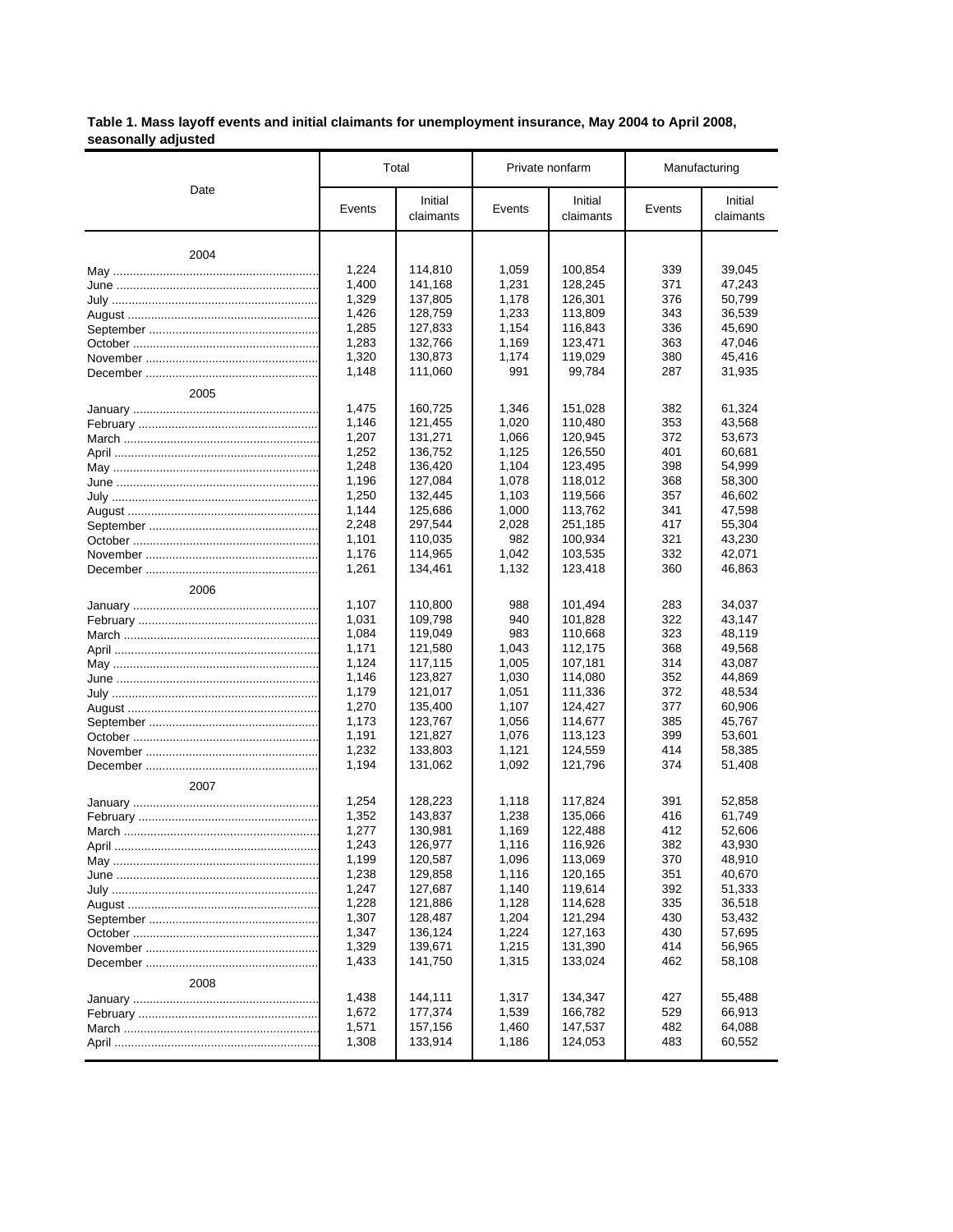**Table 1. Mass layoff events and initial claimants for unemployment insurance, May 2004 to April 2008, seasonally adjusted**

| Date | Total | | Private nonfarm | | Manufacturing | |
|---|---|---|---|---|---|---|
| | Events | Initial claimants | Events | Initial claimants | Events | Initial claimants |
| **2004** | | | | | | |
| May | 1,224 | 114,810 | 1,059 | 100,854 | 339 | 39,045 |
| June | 1,400 | 141,168 | 1,231 | 128,245 | 371 | 47,243 |
| July | 1,329 | 137,805 | 1,178 | 126,301 | 376 | 50,799 |
| August | 1,426 | 128,759 | 1,233 | 113,809 | 343 | 36,539 |
| September | 1,285 | 127,833 | 1,154 | 116,843 | 336 | 45,690 |
| October | 1,283 | 132,766 | 1,169 | 123,471 | 363 | 47,046 |
| November | 1,320 | 130,873 | 1,174 | 119,029 | 380 | 45,416 |
| December | 1,148 | 111,060 | 991 | 99,784 | 287 | 31,935 |
| **2005** | | | | | | |
| January | 1,475 | 160,725 | 1,346 | 151,028 | 382 | 61,324 |
| February | 1,146 | 121,455 | 1,020 | 110,480 | 353 | 43,568 |
| March | 1,207 | 131,271 | 1,066 | 120,945 | 372 | 53,673 |
| April | 1,252 | 136,752 | 1,125 | 126,550 | 401 | 60,681 |
| May | 1,248 | 136,420 | 1,104 | 123,495 | 398 | 54,999 |
| June | 1,196 | 127,084 | 1,078 | 118,012 | 368 | 58,300 |
| July | 1,250 | 132,445 | 1,103 | 119,566 | 357 | 46,602 |
| August | 1,144 | 125,686 | 1,000 | 113,762 | 341 | 47,598 |
| September | 2,248 | 297,544 | 2,028 | 251,185 | 417 | 55,304 |
| October | 1,101 | 110,035 | 982 | 100,934 | 321 | 43,230 |
| November | 1,176 | 114,965 | 1,042 | 103,535 | 332 | 42,071 |
| December | 1,261 | 134,461 | 1,132 | 123,418 | 360 | 46,863 |
| **2006** | | | | | | |
| January | 1,107 | 110,800 | 988 | 101,494 | 283 | 34,037 |
| February | 1,031 | 109,798 | 940 | 101,828 | 322 | 43,147 |
| March | 1,084 | 119,049 | 983 | 110,668 | 323 | 48,119 |
| April | 1,171 | 121,580 | 1,043 | 112,175 | 368 | 49,568 |
| May | 1,124 | 117,115 | 1,005 | 107,181 | 314 | 43,087 |
| June | 1,146 | 123,827 | 1,030 | 114,080 | 352 | 44,869 |
| July | 1,179 | 121,017 | 1,051 | 111,336 | 372 | 48,534 |
| August | 1,270 | 135,400 | 1,107 | 124,427 | 377 | 60,906 |
| September | 1,173 | 123,767 | 1,056 | 114,677 | 385 | 45,767 |
| October | 1,191 | 121,827 | 1,076 | 113,123 | 399 | 53,601 |
| November | 1,232 | 133,803 | 1,121 | 124,559 | 414 | 58,385 |
| December | 1,194 | 131,062 | 1,092 | 121,796 | 374 | 51,408 |
| **2007** | | | | | | |
| January | 1,254 | 128,223 | 1,118 | 117,824 | 391 | 52,858 |
| February | 1,352 | 143,837 | 1,238 | 135,066 | 416 | 61,749 |
| March | 1,277 | 130,981 | 1,169 | 122,488 | 412 | 52,606 |
| April | 1,243 | 126,977 | 1,116 | 116,926 | 382 | 43,930 |
| May | 1,199 | 120,587 | 1,096 | 113,069 | 370 | 48,910 |
| June | 1,238 | 129,858 | 1,116 | 120,165 | 351 | 40,670 |
| July | 1,247 | 127,687 | 1,140 | 119,614 | 392 | 51,333 |
| August | 1,228 | 121,886 | 1,128 | 114,628 | 335 | 36,518 |
| September | 1,307 | 128,487 | 1,204 | 121,294 | 430 | 53,432 |
| October | 1,347 | 136,124 | 1,224 | 127,163 | 430 | 57,695 |
| November | 1,329 | 139,671 | 1,215 | 131,390 | 414 | 56,965 |
| December | 1,433 | 141,750 | 1,315 | 133,024 | 462 | 58,108 |
| **2008** | | | | | | |
| January | 1,438 | 144,111 | 1,317 | 134,347 | 427 | 55,488 |
| February | 1,672 | 177,374 | 1,539 | 166,782 | 529 | 66,913 |
| March | 1,571 | 157,156 | 1,460 | 147,537 | 482 | 64,088 |
| April | 1,308 | 133,914 | 1,186 | 124,053 | 483 | 60,552 |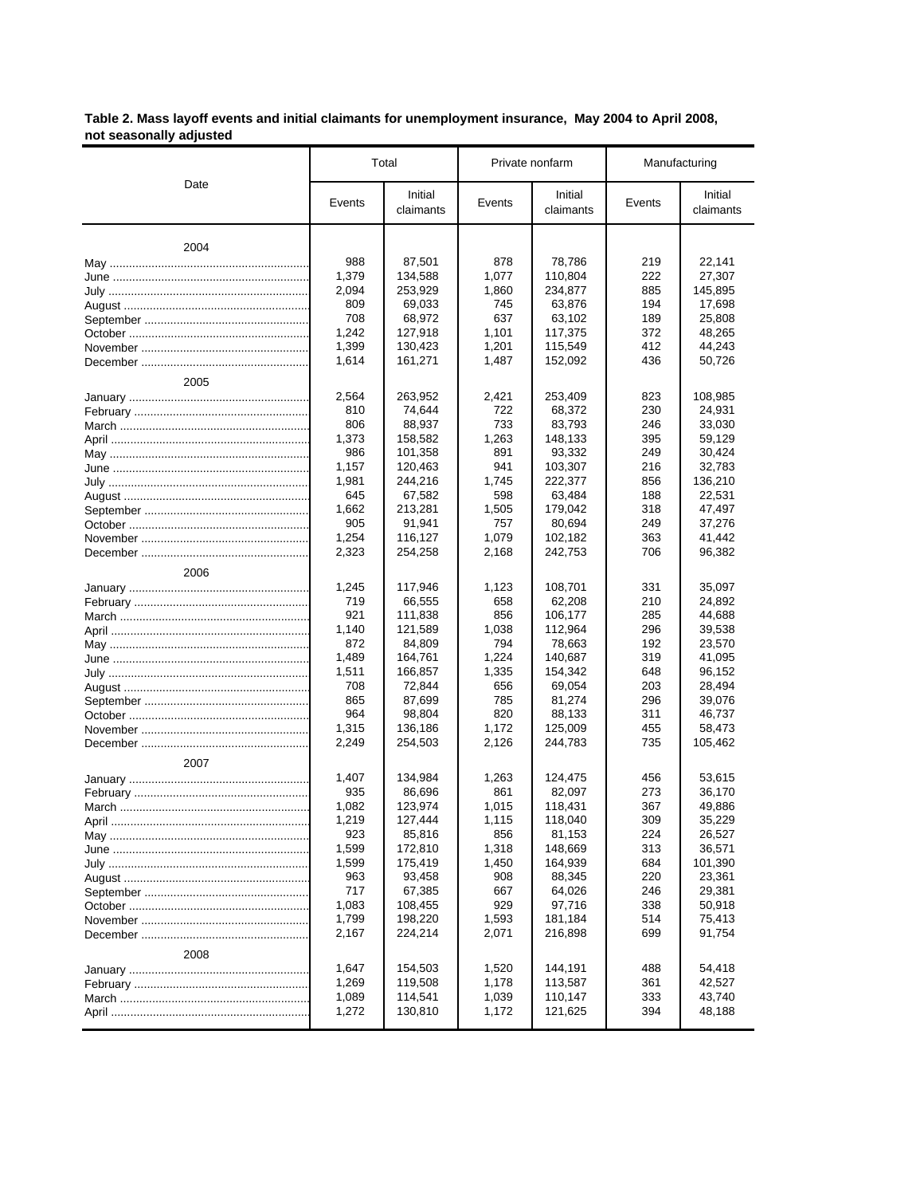**Table 2. Mass layoff events and initial claimants for unemployment insurance, May 2004 to April 2008, not seasonally adjusted**

| Date | Total | | Private nonfarm | | Manufacturing | |
|---|---|---|---|---|---|---|
| | Events | Initial claimants | Events | Initial claimants | Events | Initial claimants |
| **2004** | | | | | | |
| May | 988 | 87,501 | 878 | 78,786 | 219 | 22,141 |
| June | 1,379 | 134,588 | 1,077 | 110,804 | 222 | 27,307 |
| July | 2,094 | 253,929 | 1,860 | 234,877 | 885 | 145,895 |
| August | 809 | 69,033 | 745 | 63,876 | 194 | 17,698 |
| September | 708 | 68,972 | 637 | 63,102 | 189 | 25,808 |
| October | 1,242 | 127,918 | 1,101 | 117,375 | 372 | 48,265 |
| November | 1,399 | 130,423 | 1,201 | 115,549 | 412 | 44,243 |
| December | 1,614 | 161,271 | 1,487 | 152,092 | 436 | 50,726 |
| **2005** | | | | | | |
| January | 2,564 | 263,952 | 2,421 | 253,409 | 823 | 108,985 |
| February | 810 | 74,644 | 722 | 68,372 | 230 | 24,931 |
| March | 806 | 88,937 | 733 | 83,793 | 246 | 33,030 |
| April | 1,373 | 158,582 | 1,263 | 148,133 | 395 | 59,129 |
| May | 986 | 101,358 | 891 | 93,332 | 249 | 30,424 |
| June | 1,157 | 120,463 | 941 | 103,307 | 216 | 32,783 |
| July | 1,981 | 244,216 | 1,745 | 222,377 | 856 | 136,210 |
| August | 645 | 67,582 | 598 | 63,484 | 188 | 22,531 |
| September | 1,662 | 213,281 | 1,505 | 179,042 | 318 | 47,497 |
| October | 905 | 91,941 | 757 | 80,694 | 249 | 37,276 |
| November | 1,254 | 116,127 | 1,079 | 102,182 | 363 | 41,442 |
| December | 2,323 | 254,258 | 2,168 | 242,753 | 706 | 96,382 |
| **2006** | | | | | | |
| January | 1,245 | 117,946 | 1,123 | 108,701 | 331 | 35,097 |
| February | 719 | 66,555 | 658 | 62,208 | 210 | 24,892 |
| March | 921 | 111,838 | 856 | 106,177 | 285 | 44,688 |
| April | 1,140 | 121,589 | 1,038 | 112,964 | 296 | 39,538 |
| May | 872 | 84,809 | 794 | 78,663 | 192 | 23,570 |
| June | 1,489 | 164,761 | 1,224 | 140,687 | 319 | 41,095 |
| July | 1,511 | 166,857 | 1,335 | 154,342 | 648 | 96,152 |
| August | 708 | 72,844 | 656 | 69,054 | 203 | 28,494 |
| September | 865 | 87,699 | 785 | 81,274 | 296 | 39,076 |
| October | 964 | 98,804 | 820 | 88,133 | 311 | 46,737 |
| November | 1,315 | 136,186 | 1,172 | 125,009 | 455 | 58,473 |
| December | 2,249 | 254,503 | 2,126 | 244,783 | 735 | 105,462 |
| **2007** | | | | | | |
| January | 1,407 | 134,984 | 1,263 | 124,475 | 456 | 53,615 |
| February | 935 | 86,696 | 861 | 82,097 | 273 | 36,170 |
| March | 1,082 | 123,974 | 1,015 | 118,431 | 367 | 49,886 |
| April | 1,219 | 127,444 | 1,115 | 118,040 | 309 | 35,229 |
| May | 923 | 85,816 | 856 | 81,153 | 224 | 26,527 |
| June | 1,599 | 172,810 | 1,318 | 148,669 | 313 | 36,571 |
| July | 1,599 | 175,419 | 1,450 | 164,939 | 684 | 101,390 |
| August | 963 | 93,458 | 908 | 88,345 | 220 | 23,361 |
| September | 717 | 67,385 | 667 | 64,026 | 246 | 29,381 |
| October | 1,083 | 108,455 | 929 | 97,716 | 338 | 50,918 |
| November | 1,799 | 198,220 | 1,593 | 181,184 | 514 | 75,413 |
| December | 2,167 | 224,214 | 2,071 | 216,898 | 699 | 91,754 |
| **2008** | | | | | | |
| January | 1,647 | 154,503 | 1,520 | 144,191 | 488 | 54,418 |
| February | 1,269 | 119,508 | 1,178 | 113,587 | 361 | 42,527 |
| March | 1,089 | 114,541 | 1,039 | 110,147 | 333 | 43,740 |
| April | 1,272 | 130,810 | 1,172 | 121,625 | 394 | 48,188 |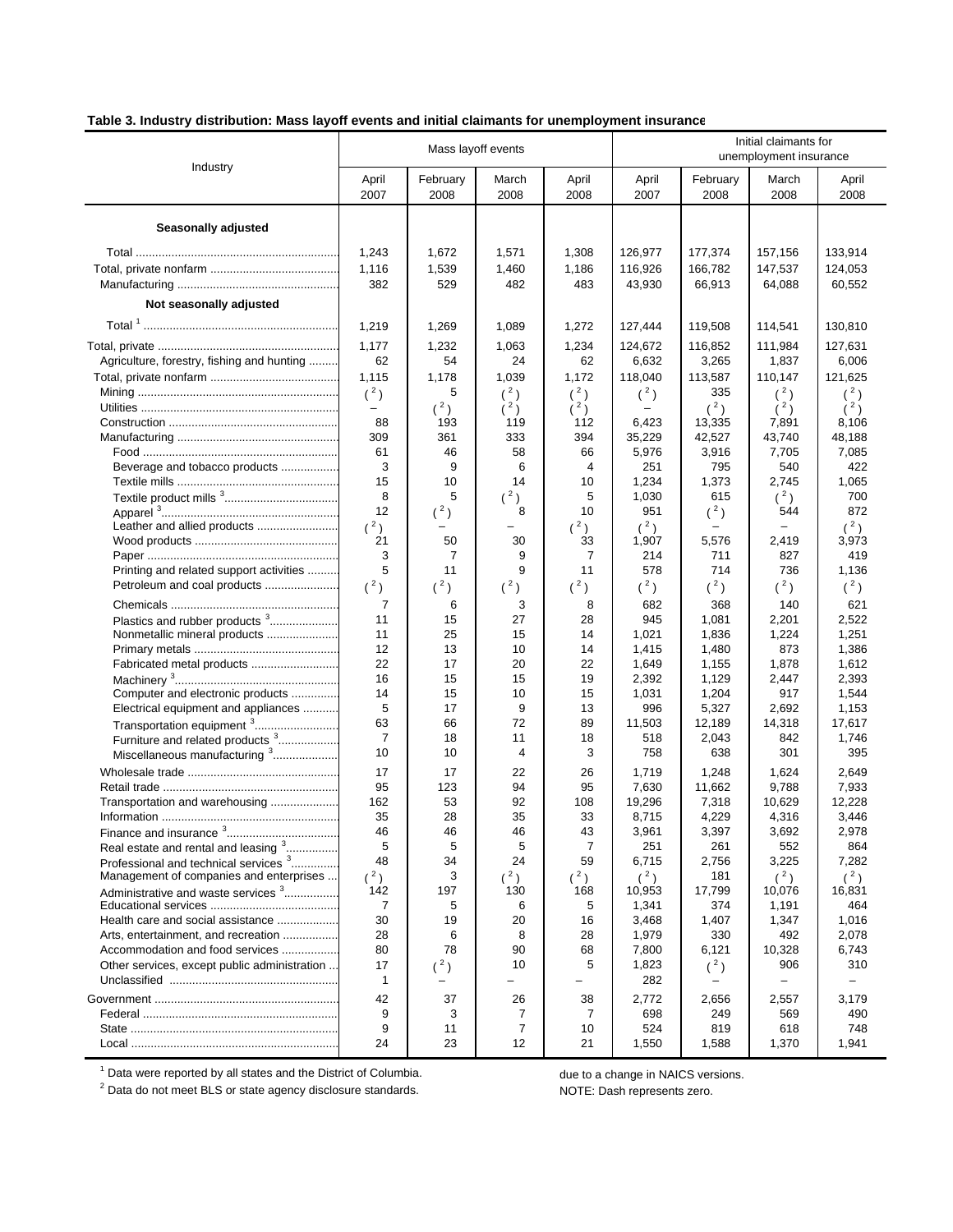**Table 3. Industry distribution: Mass layoff events and initial claimants for unemployment insurance**

| Industry | Mass layoff events | | | | Initial claimants for unemployment insurance | | | |
|---|---|---|---|---|---|---|---|---|
| | April 2007 | February 2008 | March 2008 | April 2008 | April 2007 | February 2008 | March 2008 | April 2008 |
| **Seasonally adjusted** | | | | | | | | |
| Total | 1,243 | 1,672 | 1,571 | 1,308 | 126,977 | 177,374 | 157,156 | 133,914 |
| Total, private nonfarm | 1,116 | 1,539 | 1,460 | 1,186 | 116,926 | 166,782 | 147,537 | 124,053 |
| Manufacturing | 382 | 529 | 482 | 483 | 43,930 | 66,913 | 64,088 | 60,552 |
| **Not seasonally adjusted** | | | | | | | | |
| Total [1] | 1,219 | 1,269 | 1,089 | 1,272 | 127,444 | 119,508 | 114,541 | 130,810 |
| Total, private | 1,177 | 1,232 | 1,063 | 1,234 | 124,672 | 116,852 | 111,984 | 127,631 |
| Agriculture, forestry, fishing and hunting | 62 | 54 | 24 | 62 | 6,632 | 3,265 | 1,837 | 6,006 |
| Total, private nonfarm | 1,115 | 1,178 | 1,039 | 1,172 | 118,040 | 113,587 | 110,147 | 121,625 |
| Mining | ( [2] ) | 5 | ( [2] ) | ( [2] ) | ( [2] ) | 335 | ( [2] ) | ( [2] ) |
| Utilities | – | ( [2] ) | ( [2] ) | ( [2] ) | – | ( [2] ) | ( [2] ) | ( [2] ) |
| Construction | 88 | 193 | 119 | 112 | 6,423 | 13,335 | 7,891 | 8,106 |
| Manufacturing | 309 | 361 | 333 | 394 | 35,229 | 42,527 | 43,740 | 48,188 |
| Food | 61 | 46 | 58 | 66 | 5,976 | 3,916 | 7,705 | 7,085 |
| Beverage and tobacco products | 3 | 9 | 6 | 4 | 251 | 795 | 540 | 422 |
| Textile mills | 15 | 10 | 14 | 10 | 1,234 | 1,373 | 2,745 | 1,065 |
| Textile product mills [3] | 8 | 5 | ( [2] ) | 5 | 1,030 | 615 | ( [2] ) | 700 |
| Apparel [3] | 12 | ( [2] ) | 8 | 10 | 951 | ( [2] ) | 544 | 872 |
| Leather and allied products | ( [2] ) | – | – | ( [2] ) | ( [2] ) | – | – | ( [2] ) |
| Wood products | 21 | 50 | 30 | 33 | 1,907 | 5,576 | 2,419 | 3,973 |
| Paper | 3 | 7 | 9 | 7 | 214 | 711 | 827 | 419 |
| Printing and related support activities | 5 | 11 | 9 | 11 | 578 | 714 | 736 | 1,136 |
| Petroleum and coal products | ( [2] ) | ( [2] ) | ( [2] ) | ( [2] ) | ( [2] ) | ( [2] ) | ( [2] ) | ( [2] ) |
| Chemicals | 7 | 6 | 3 | 8 | 682 | 368 | 140 | 621 |
| Plastics and rubber products [3] | 11 | 15 | 27 | 28 | 945 | 1,081 | 2,201 | 2,522 |
| Nonmetallic mineral products | 11 | 25 | 15 | 14 | 1,021 | 1,836 | 1,224 | 1,251 |
| Primary metals | 12 | 13 | 10 | 14 | 1,415 | 1,480 | 873 | 1,386 |
| Fabricated metal products | 22 | 17 | 20 | 22 | 1,649 | 1,155 | 1,878 | 1,612 |
| Machinery [3] | 16 | 15 | 15 | 19 | 2,392 | 1,129 | 2,447 | 2,393 |
| Computer and electronic products | 14 | 15 | 10 | 15 | 1,031 | 1,204 | 917 | 1,544 |
| Electrical equipment and appliances | 5 | 17 | 9 | 13 | 996 | 5,327 | 2,692 | 1,153 |
| Transportation equipment [3] | 63 | 66 | 72 | 89 | 11,503 | 12,189 | 14,318 | 17,617 |
| Furniture and related products [3] | 7 | 18 | 11 | 18 | 518 | 2,043 | 842 | 1,746 |
| Miscellaneous manufacturing [3] | 10 | 10 | 4 | 3 | 758 | 638 | 301 | 395 |
| Wholesale trade | 17 | 17 | 22 | 26 | 1,719 | 1,248 | 1,624 | 2,649 |
| Retail trade | 95 | 123 | 94 | 95 | 7,630 | 11,662 | 9,788 | 7,933 |
| Transportation and warehousing | 162 | 53 | 92 | 108 | 19,296 | 7,318 | 10,629 | 12,228 |
| Information | 35 | 28 | 35 | 33 | 8,715 | 4,229 | 4,316 | 3,446 |
| Finance and insurance [3] | 46 | 46 | 46 | 43 | 3,961 | 3,397 | 3,692 | 2,978 |
| Real estate and rental and leasing [3] | 5 | 5 | 5 | 7 | 251 | 261 | 552 | 864 |
| Professional and technical services [3] | 48 | 34 | 24 | 59 | 6,715 | 2,756 | 3,225 | 7,282 |
| Management of companies and enterprises | ( [2] ) | 3 | ( [2] ) | ( [2] ) | ( [2] ) | 181 | ( [2] ) | ( [2] ) |
| Administrative and waste services [3] | 142 | 197 | 130 | 168 | 10,953 | 17,799 | 10,076 | 16,831 |
| Educational services | 7 | 5 | 6 | 5 | 1,341 | 374 | 1,191 | 464 |
| Health care and social assistance | 30 | 19 | 20 | 16 | 3,468 | 1,407 | 1,347 | 1,016 |
| Arts, entertainment, and recreation | 28 | 6 | 8 | 28 | 1,979 | 330 | 492 | 2,078 |
| Accommodation and food services | 80 | 78 | 90 | 68 | 7,800 | 6,121 | 10,328 | 6,743 |
| Other services, except public administration | 17 | ( [2] ) | 10 | 5 | 1,823 | ( [2] ) | 906 | 310 |
| Unclassified | 1 | – | – | – | 282 | – | – | – |
| Government | 42 | 37 | 26 | 38 | 2,772 | 2,656 | 2,557 | 3,179 |
| Federal | 9 | 3 | 7 | 7 | 698 | 249 | 569 | 490 |
| State | 9 | 11 | 7 | 10 | 524 | 819 | 618 | 748 |
| Local | 24 | 23 | 12 | 21 | 1,550 | 1,588 | 1,370 | 1,941 |

[1] Data were reported by all states and the District of Columbia.

[2] Data do not meet BLS or state agency disclosure standards.

due to a change in NAICS versions.

NOTE: Dash represents zero.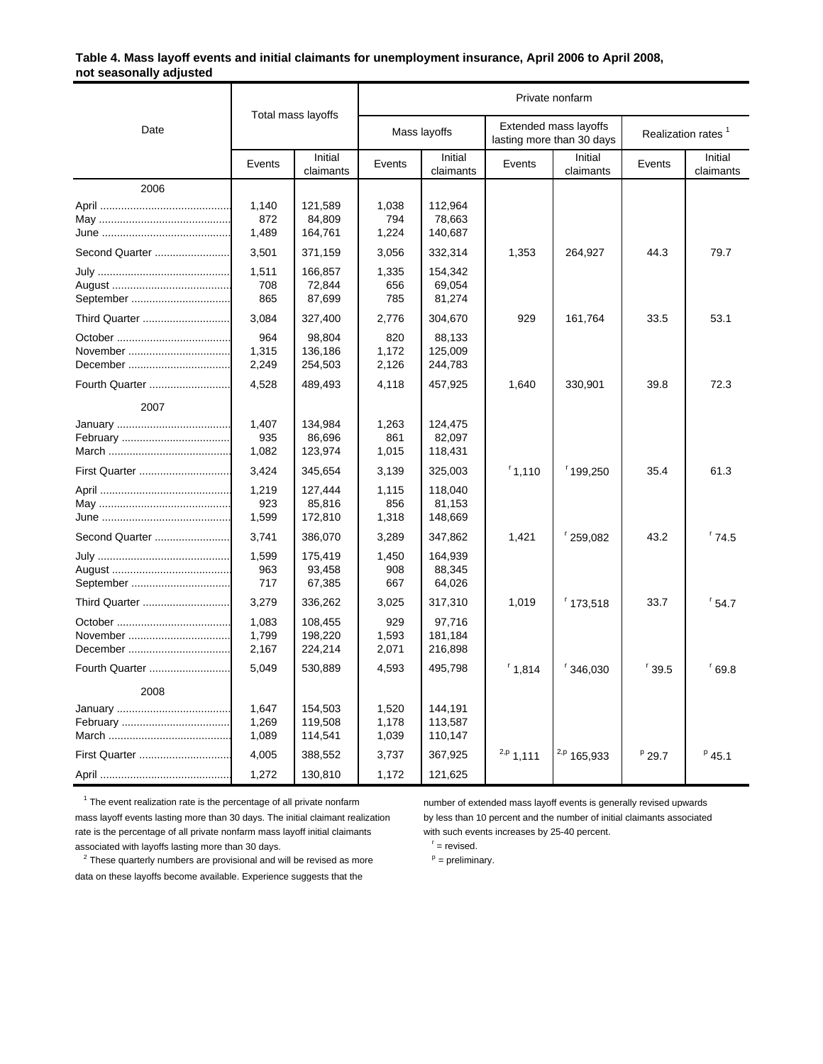**Table 4. Mass layoff events and initial claimants for unemployment insurance, April 2006 to April 2008, not seasonally adjusted**

| Date | Total mass layoffs | | Private nonfarm | | | | | |
|---|---|---|---|---|---|---|---|---|
| | | | Mass layoffs | | Extended mass layoffs lasting more than 30 days | | Realization rates [1] | |
| | Events | Initial claimants | Events | Initial claimants | Events | Initial claimants | Events | Initial claimants |
| **2006** | | | | | | | | |
| April | 1,140 | 121,589 | 1,038 | 112,964 | | | | |
| May | 872 | 84,809 | 794 | 78,663 | | | | |
| June | 1,489 | 164,761 | 1,224 | 140,687 | | | | |
| Second Quarter | 3,501 | 371,159 | 3,056 | 332,314 | 1,353 | 264,927 | 44.3 | 79.7 |
| July | 1,511 | 166,857 | 1,335 | 154,342 | | | | |
| August | 708 | 72,844 | 656 | 69,054 | | | | |
| September | 865 | 87,699 | 785 | 81,274 | | | | |
| Third Quarter | 3,084 | 327,400 | 2,776 | 304,670 | 929 | 161,764 | 33.5 | 53.1 |
| October | 964 | 98,804 | 820 | 88,133 | | | | |
| November | 1,315 | 136,186 | 1,172 | 125,009 | | | | |
| December | 2,249 | 254,503 | 2,126 | 244,783 | | | | |
| Fourth Quarter | 4,528 | 489,493 | 4,118 | 457,925 | 1,640 | 330,901 | 39.8 | 72.3 |
| **2007** | | | | | | | | |
| January | 1,407 | 134,984 | 1,263 | 124,475 | | | | |
| February | 935 | 86,696 | 861 | 82,097 | | | | |
| March | 1,082 | 123,974 | 1,015 | 118,431 | | | | |
| First Quarter | 3,424 | 345,654 | 3,139 | 325,003 | r 1,110 | r 199,250 | 35.4 | 61.3 |
| April | 1,219 | 127,444 | 1,115 | 118,040 | | | | |
| May | 923 | 85,816 | 856 | 81,153 | | | | |
| June | 1,599 | 172,810 | 1,318 | 148,669 | | | | |
| Second Quarter | 3,741 | 386,070 | 3,289 | 347,862 | 1,421 | r 259,082 | 43.2 | r 74.5 |
| July | 1,599 | 175,419 | 1,450 | 164,939 | | | | |
| August | 963 | 93,458 | 908 | 88,345 | | | | |
| September | 717 | 67,385 | 667 | 64,026 | | | | |
| Third Quarter | 3,279 | 336,262 | 3,025 | 317,310 | 1,019 | r 173,518 | 33.7 | r 54.7 |
| October | 1,083 | 108,455 | 929 | 97,716 | | | | |
| November | 1,799 | 198,220 | 1,593 | 181,184 | | | | |
| December | 2,167 | 224,214 | 2,071 | 216,898 | | | | |
| Fourth Quarter | 5,049 | 530,889 | 4,593 | 495,798 | r 1,814 | r 346,030 | r 39.5 | r 69.8 |
| **2008** | | | | | | | | |
| January | 1,647 | 154,503 | 1,520 | 144,191 | | | | |
| February | 1,269 | 119,508 | 1,178 | 113,587 | | | | |
| March | 1,089 | 114,541 | 1,039 | 110,147 | | | | |
| First Quarter | 4,005 | 388,552 | 3,737 | 367,925 | 2,p 1,111 | 2,p 165,933 | p 29.7 | p 45.1 |
| April | 1,272 | 130,810 | 1,172 | 121,625 | | | | |

[1] The event realization rate is the percentage of all private nonfarm mass layoff events lasting more than 30 days. The initial claimant realization rate is the percentage of all private nonfarm mass layoff initial claimants associated with layoffs lasting more than 30 days.

[2] These quarterly numbers are provisional and will be revised as more data on these layoffs become available. Experience suggests that the number of extended mass layoff events is generally revised upwards by less than 10 percent and the number of initial claimants associated with such events increases by 25-40 percent.

r = revised.

p = preliminary.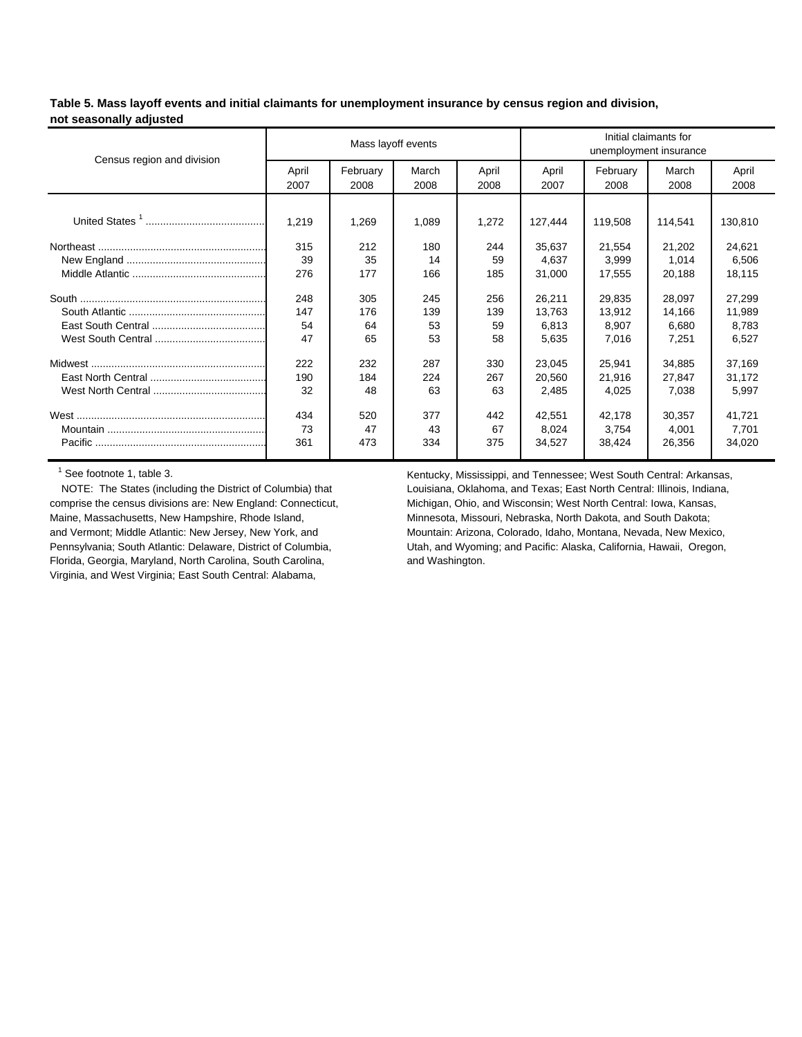**Table 5. Mass layoff events and initial claimants for unemployment insurance by census region and division, not seasonally adjusted**

| Census region and division | Mass layoff events | | | | Initial claimants for unemployment insurance | | | |
|---|---|---|---|---|---|---|---|---|
| | April 2007 | February 2008 | March 2008 | April 2008 | April 2007 | February 2008 | March 2008 | April 2008 |
| United States [1] | 1,219 | 1,269 | 1,089 | 1,272 | 127,444 | 119,508 | 114,541 | 130,810 |
| Northeast | 315 | 212 | 180 | 244 | 35,637 | 21,554 | 21,202 | 24,621 |
| New England | 39 | 35 | 14 | 59 | 4,637 | 3,999 | 1,014 | 6,506 |
| Middle Atlantic | 276 | 177 | 166 | 185 | 31,000 | 17,555 | 20,188 | 18,115 |
| South | 248 | 305 | 245 | 256 | 26,211 | 29,835 | 28,097 | 27,299 |
| South Atlantic | 147 | 176 | 139 | 139 | 13,763 | 13,912 | 14,166 | 11,989 |
| East South Central | 54 | 64 | 53 | 59 | 6,813 | 8,907 | 6,680 | 8,783 |
| West South Central | 47 | 65 | 53 | 58 | 5,635 | 7,016 | 7,251 | 6,527 |
| Midwest | 222 | 232 | 287 | 330 | 23,045 | 25,941 | 34,885 | 37,169 |
| East North Central | 190 | 184 | 224 | 267 | 20,560 | 21,916 | 27,847 | 31,172 |
| West North Central | 32 | 48 | 63 | 63 | 2,485 | 4,025 | 7,038 | 5,997 |
| West | 434 | 520 | 377 | 442 | 42,551 | 42,178 | 30,357 | 41,721 |
| Mountain | 73 | 47 | 43 | 67 | 8,024 | 3,754 | 4,001 | 7,701 |
| Pacific | 361 | 473 | 334 | 375 | 34,527 | 38,424 | 26,356 | 34,020 |

[1] See footnote 1, table 3.

NOTE: The States (including the District of Columbia) that comprise the census divisions are: New England: Connecticut, Maine, Massachusetts, New Hampshire, Rhode Island, and Vermont; Middle Atlantic: New Jersey, New York, and Pennsylvania; South Atlantic: Delaware, District of Columbia, Florida, Georgia, Maryland, North Carolina, South Carolina, Virginia, and West Virginia; East South Central: Alabama, Kentucky, Mississippi, and Tennessee; West South Central: Arkansas, Louisiana, Oklahoma, and Texas; East North Central: Illinois, Indiana, Michigan, Ohio, and Wisconsin; West North Central: Iowa, Kansas, Minnesota, Missouri, Nebraska, North Dakota, and South Dakota; Mountain: Arizona, Colorado, Idaho, Montana, Nevada, New Mexico, Utah, and Wyoming; and Pacific: Alaska, California, Hawaii, Oregon, and Washington.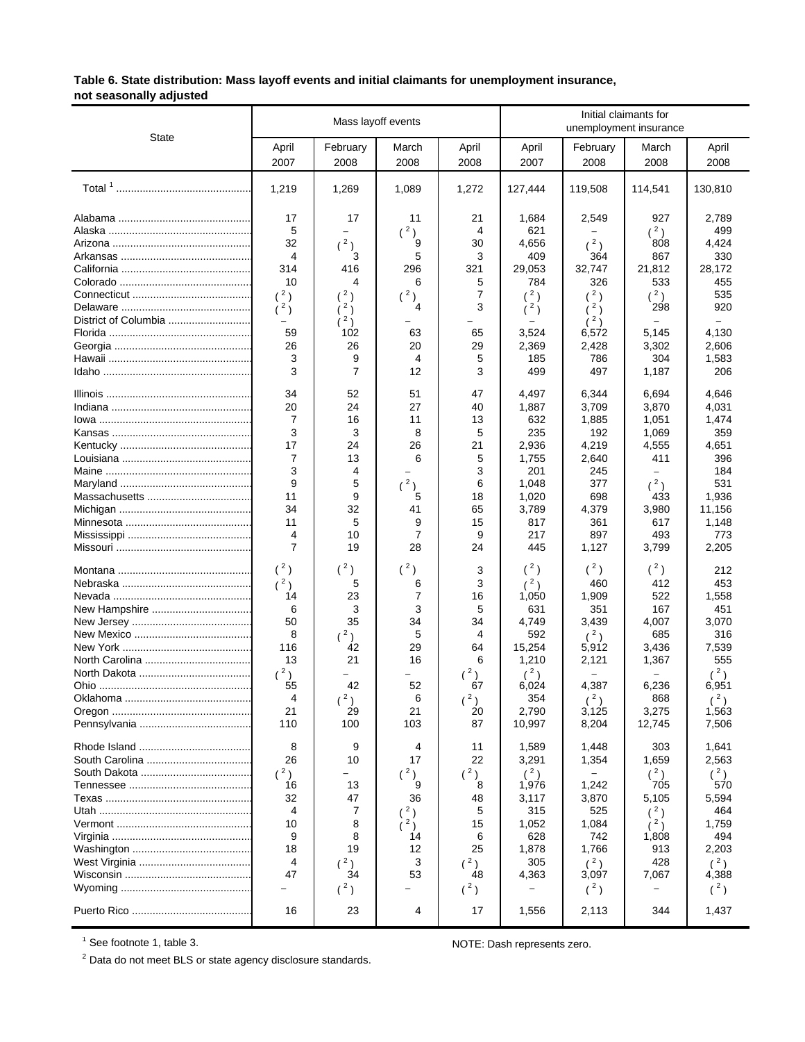**Table 6. State distribution: Mass layoff events and initial claimants for unemployment insurance, not seasonally adjusted**

| State | Mass layoff events | | | | Initial claimants for unemployment insurance | | | |
|---|---|---|---|---|---|---|---|---|
| | April 2007 | February 2008 | March 2008 | April 2008 | April 2007 | February 2008 | March 2008 | April 2008 |
| Total [1] | 1,219 | 1,269 | 1,089 | 1,272 | 127,444 | 119,508 | 114,541 | 130,810 |
| Alabama | 17 | 17 | 11 | 21 | 1,684 | 2,549 | 927 | 2,789 |
| Alaska | 5 | – | ( [2] ) | 4 | 621 | – | ( [2] ) | 499 |
| Arizona | 32 | ( [2] ) | 9 | 30 | 4,656 | ( [2] ) | 808 | 4,424 |
| Arkansas | 4 | 3 | 5 | 3 | 409 | 364 | 867 | 330 |
| California | 314 | 416 | 296 | 321 | 29,053 | 32,747 | 21,812 | 28,172 |
| Colorado | 10 | 4 | 6 | 5 | 784 | 326 | 533 | 455 |
| Connecticut | ( [2] ) | ( [2] ) | ( [2] ) | 7 | ( [2] ) | ( [2] ) | ( [2] ) | 535 |
| Delaware | ( [2] ) | ( [2] ) | 4 | 3 | ( [2] ) | ( [2] ) | 298 | 920 |
| District of Columbia | – | ( [2] ) | – | – | – | ( [2] ) | – | – |
| Florida | 59 | 102 | 63 | 65 | 3,524 | 6,572 | 5,145 | 4,130 |
| Georgia | 26 | 26 | 20 | 29 | 2,369 | 2,428 | 3,302 | 2,606 |
| Hawaii | 3 | 9 | 4 | 5 | 185 | 786 | 304 | 1,583 |
| Idaho | 3 | 7 | 12 | 3 | 499 | 497 | 1,187 | 206 |
| Illinois | 34 | 52 | 51 | 47 | 4,497 | 6,344 | 6,694 | 4,646 |
| Indiana | 20 | 24 | 27 | 40 | 1,887 | 3,709 | 3,870 | 4,031 |
| Iowa | 7 | 16 | 11 | 13 | 632 | 1,885 | 1,051 | 1,474 |
| Kansas | 3 | 3 | 8 | 5 | 235 | 192 | 1,069 | 359 |
| Kentucky | 17 | 24 | 26 | 21 | 2,936 | 4,219 | 4,555 | 4,651 |
| Louisiana | 7 | 13 | 6 | 5 | 1,755 | 2,640 | 411 | 396 |
| Maine | 3 | 4 | – | 3 | 201 | 245 | – | 184 |
| Maryland | 9 | 5 | ( [2] ) | 6 | 1,048 | 377 | ( [2] ) | 531 |
| Massachusetts | 11 | 9 | 5 | 18 | 1,020 | 698 | 433 | 1,936 |
| Michigan | 34 | 32 | 41 | 65 | 3,789 | 4,379 | 3,980 | 11,156 |
| Minnesota | 11 | 5 | 9 | 15 | 817 | 361 | 617 | 1,148 |
| Mississippi | 4 | 10 | 7 | 9 | 217 | 897 | 493 | 773 |
| Missouri | 7 | 19 | 28 | 24 | 445 | 1,127 | 3,799 | 2,205 |
| Montana | ( [2] ) | ( [2] ) | ( [2] ) | 3 | ( [2] ) | ( [2] ) | ( [2] ) | 212 |
| Nebraska | ( [2] ) | 5 | 6 | 3 | ( [2] ) | 460 | 412 | 453 |
| Nevada | 14 | 23 | 7 | 16 | 1,050 | 1,909 | 522 | 1,558 |
| New Hampshire | 6 | 3 | 3 | 5 | 631 | 351 | 167 | 451 |
| New Jersey | 50 | 35 | 34 | 34 | 4,749 | 3,439 | 4,007 | 3,070 |
| New Mexico | 8 | ( [2] ) | 5 | 4 | 592 | ( [2] ) | 685 | 316 |
| New York | 116 | 42 | 29 | 64 | 15,254 | 5,912 | 3,436 | 7,539 |
| North Carolina | 13 | 21 | 16 | 6 | 1,210 | 2,121 | 1,367 | 555 |
| North Dakota | ( [2] ) | – | – | ( [2] ) | ( [2] ) | – | – | ( [2] ) |
| Ohio | 55 | 42 | 52 | 67 | 6,024 | 4,387 | 6,236 | 6,951 |
| Oklahoma | 4 | ( [2] ) | 6 | ( [2] ) | 354 | ( [2] ) | 868 | ( [2] ) |
| Oregon | 21 | 29 | 21 | 20 | 2,790 | 3,125 | 3,275 | 1,563 |
| Pennsylvania | 110 | 100 | 103 | 87 | 10,997 | 8,204 | 12,745 | 7,506 |
| Rhode Island | 8 | 9 | 4 | 11 | 1,589 | 1,448 | 303 | 1,641 |
| South Carolina | 26 | 10 | 17 | 22 | 3,291 | 1,354 | 1,659 | 2,563 |
| South Dakota | ( [2] ) | – | ( [2] ) | ( [2] ) | ( [2] ) | – | ( [2] ) | ( [2] ) |
| Tennessee | 16 | 13 | 9 | 8 | 1,976 | 1,242 | 705 | 570 |
| Texas | 32 | 47 | 36 | 48 | 3,117 | 3,870 | 5,105 | 5,594 |
| Utah | 4 | 7 | ( [2] ) | 5 | 315 | 525 | ( [2] ) | 464 |
| Vermont | 10 | 8 | ( [2] ) | 15 | 1,052 | 1,084 | ( [2] ) | 1,759 |
| Virginia | 9 | 8 | 14 | 6 | 628 | 742 | 1,808 | 494 |
| Washington | 18 | 19 | 12 | 25 | 1,878 | 1,766 | 913 | 2,203 |
| West Virginia | 4 | ( [2] ) | 3 | ( [2] ) | 305 | ( [2] ) | 428 | ( [2] ) |
| Wisconsin | 47 | 34 | 53 | 48 | 4,363 | 3,097 | 7,067 | 4,388 |
| Wyoming | – | ( [2] ) | – | ( [2] ) | – | ( [2] ) | – | ( [2] ) |
| Puerto Rico | 16 | 23 | 4 | 17 | 1,556 | 2,113 | 344 | 1,437 |

[1] See footnote 1, table 3.

[2] Data do not meet BLS or state agency disclosure standards.

NOTE: Dash represents zero.